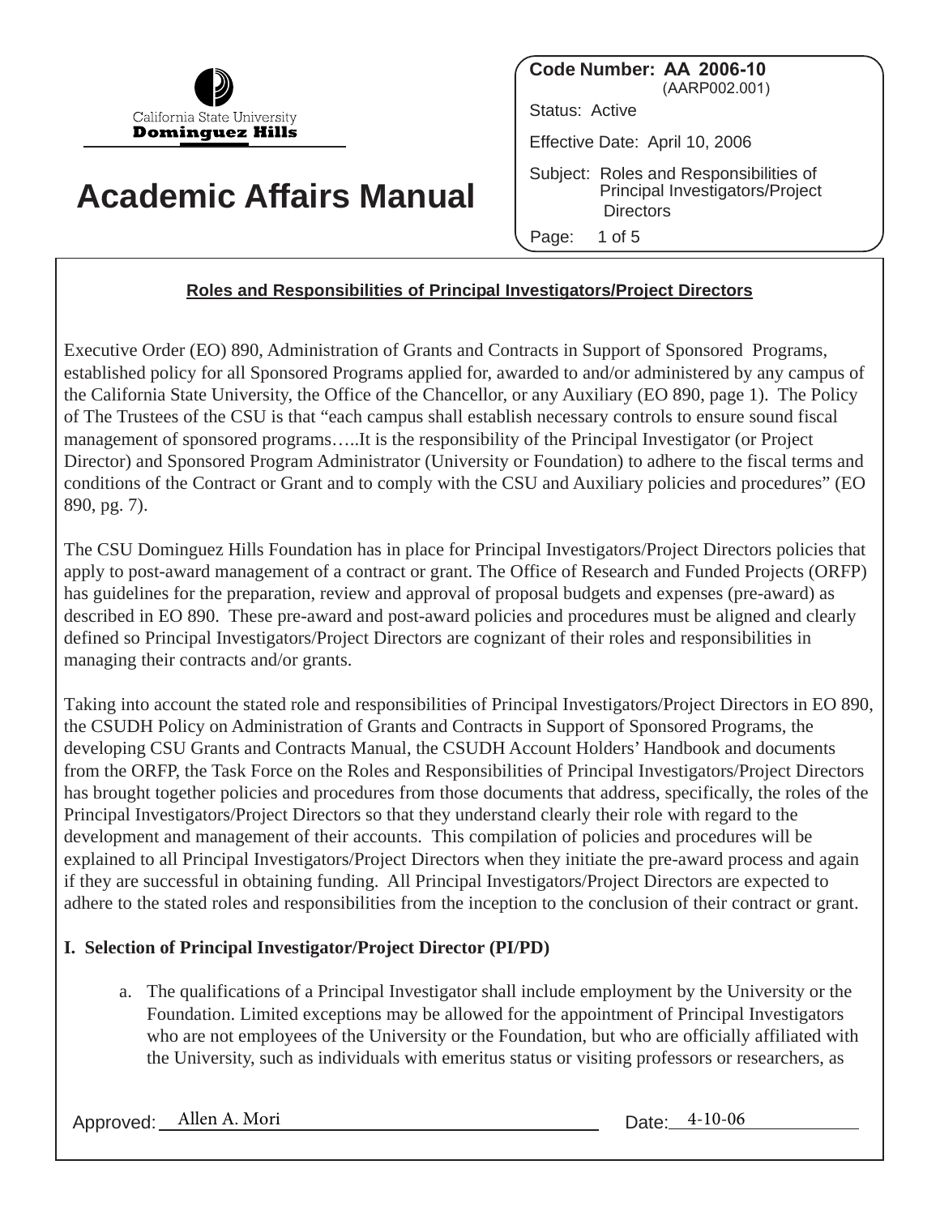California State University
**Dominguez Hills**

# Academic Affairs Manual

**Code Number: AA 2006-10**
(AARP002.001)

Status: Active

Effective Date: April 10, 2006

Subject: Roles and Responsibilities of Principal Investigators/Project Directors

## Roles and Responsibilities of Principal Investigators/Project Directors

Executive Order (EO) 890, Administration of Grants and Contracts in Support of Sponsored Programs, established policy for all Sponsored Programs applied for, awarded to and/or administered by any campus of the California State University, the Office of the Chancellor, or any Auxiliary (EO 890, page 1). The Policy of The Trustees of the CSU is that "each campus shall establish necessary controls to ensure sound fiscal management of sponsored programs…..It is the responsibility of the Principal Investigator (or Project Director) and Sponsored Program Administrator (University or Foundation) to adhere to the fiscal terms and conditions of the Contract or Grant and to comply with the CSU and Auxiliary policies and procedures" (EO 890, pg. 7).

The CSU Dominguez Hills Foundation has in place for Principal Investigators/Project Directors policies that apply to post-award management of a contract or grant. The Office of Research and Funded Projects (ORFP) has guidelines for the preparation, review and approval of proposal budgets and expenses (pre-award) as described in EO 890. These pre-award and post-award policies and procedures must be aligned and clearly defined so Principal Investigators/Project Directors are cognizant of their roles and responsibilities in managing their contracts and/or grants.

Taking into account the stated role and responsibilities of Principal Investigators/Project Directors in EO 890, the CSUDH Policy on Administration of Grants and Contracts in Support of Sponsored Programs, the developing CSU Grants and Contracts Manual, the CSUDH Account Holders' Handbook and documents from the ORFP, the Task Force on the Roles and Responsibilities of Principal Investigators/Project Directors has brought together policies and procedures from those documents that address, specifically, the roles of the Principal Investigators/Project Directors so that they understand clearly their role with regard to the development and management of their accounts. This compilation of policies and procedures will be explained to all Principal Investigators/Project Directors when they initiate the pre-award process and again if they are successful in obtaining funding. All Principal Investigators/Project Directors are expected to adhere to the stated roles and responsibilities from the inception to the conclusion of their contract or grant.

**I. Selection of Principal Investigator/Project Director (PI/PD)**

a. The qualifications of a Principal Investigator shall include employment by the University or the Foundation. Limited exceptions may be allowed for the appointment of Principal Investigators who are not employees of the University or the Foundation, but who are officially affiliated with the University, such as individuals with emeritus status or visiting professors or researchers, as

Approved: Allen A. Mori    Date: 4-10-06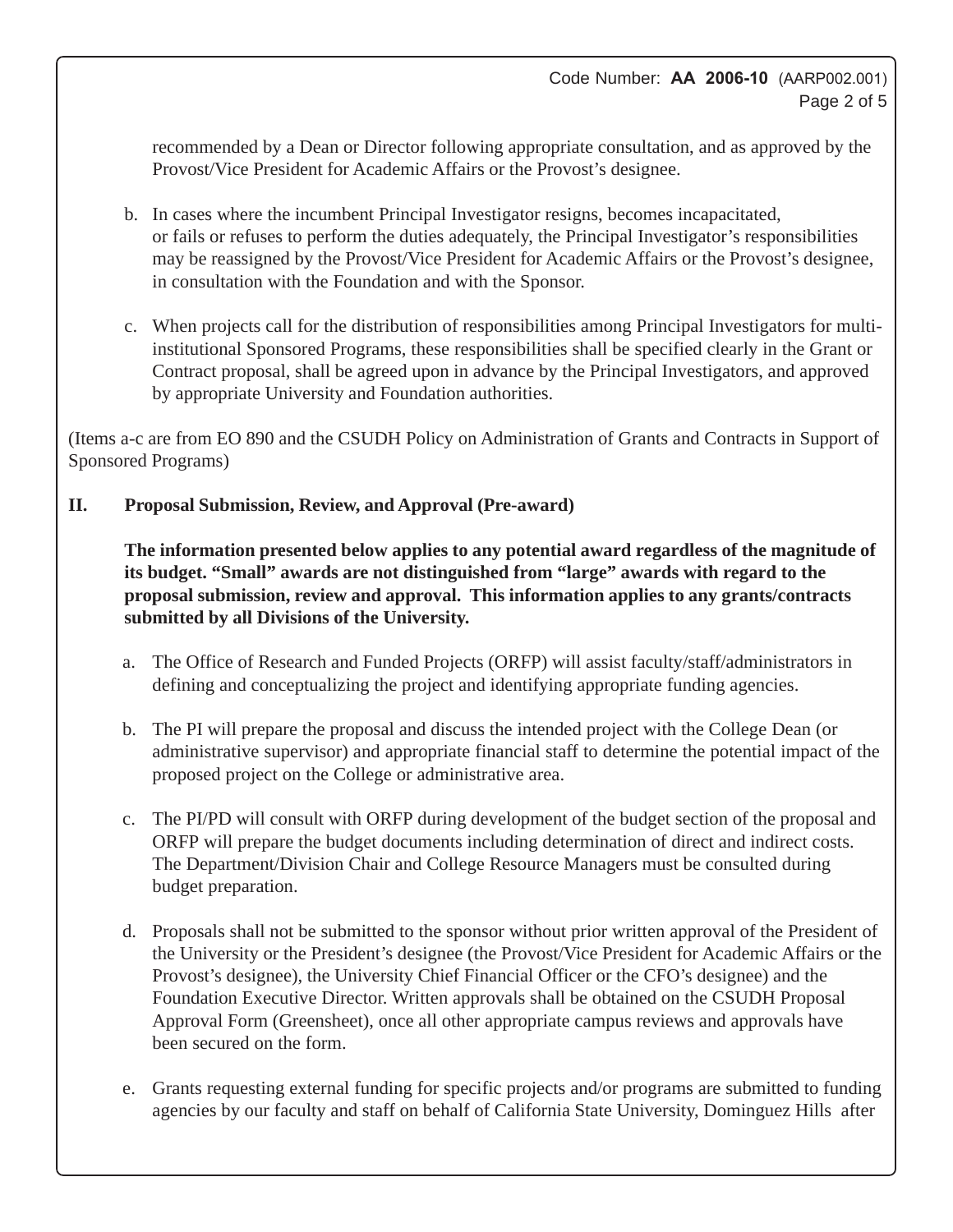recommended by a Dean or Director following appropriate consultation, and as approved by the Provost/Vice President for Academic Affairs or the Provost's designee.

b. In cases where the incumbent Principal Investigator resigns, becomes incapacitated, or fails or refuses to perform the duties adequately, the Principal Investigator's responsibilities may be reassigned by the Provost/Vice President for Academic Affairs or the Provost's designee, in consultation with the Foundation and with the Sponsor.

c. When projects call for the distribution of responsibilities among Principal Investigators for multi-institutional Sponsored Programs, these responsibilities shall be specified clearly in the Grant or Contract proposal, shall be agreed upon in advance by the Principal Investigators, and approved by appropriate University and Foundation authorities.

(Items a-c are from EO 890 and the CSUDH Policy on Administration of Grants and Contracts in Support of Sponsored Programs)

## II. Proposal Submission, Review, and Approval (Pre-award)

**The information presented below applies to any potential award regardless of the magnitude of its budget. "Small" awards are not distinguished from "large" awards with regard to the proposal submission, review and approval. This information applies to any grants/contracts submitted by all Divisions of the University.**

a. The Office of Research and Funded Projects (ORFP) will assist faculty/staff/administrators in defining and conceptualizing the project and identifying appropriate funding agencies.

b. The PI will prepare the proposal and discuss the intended project with the College Dean (or administrative supervisor) and appropriate financial staff to determine the potential impact of the proposed project on the College or administrative area.

c. The PI/PD will consult with ORFP during development of the budget section of the proposal and ORFP will prepare the budget documents including determination of direct and indirect costs. The Department/Division Chair and College Resource Managers must be consulted during budget preparation.

d. Proposals shall not be submitted to the sponsor without prior written approval of the President of the University or the President's designee (the Provost/Vice President for Academic Affairs or the Provost's designee), the University Chief Financial Officer or the CFO's designee) and the Foundation Executive Director. Written approvals shall be obtained on the CSUDH Proposal Approval Form (Greensheet), once all other appropriate campus reviews and approvals have been secured on the form.

e. Grants requesting external funding for specific projects and/or programs are submitted to funding agencies by our faculty and staff on behalf of California State University, Dominguez Hills after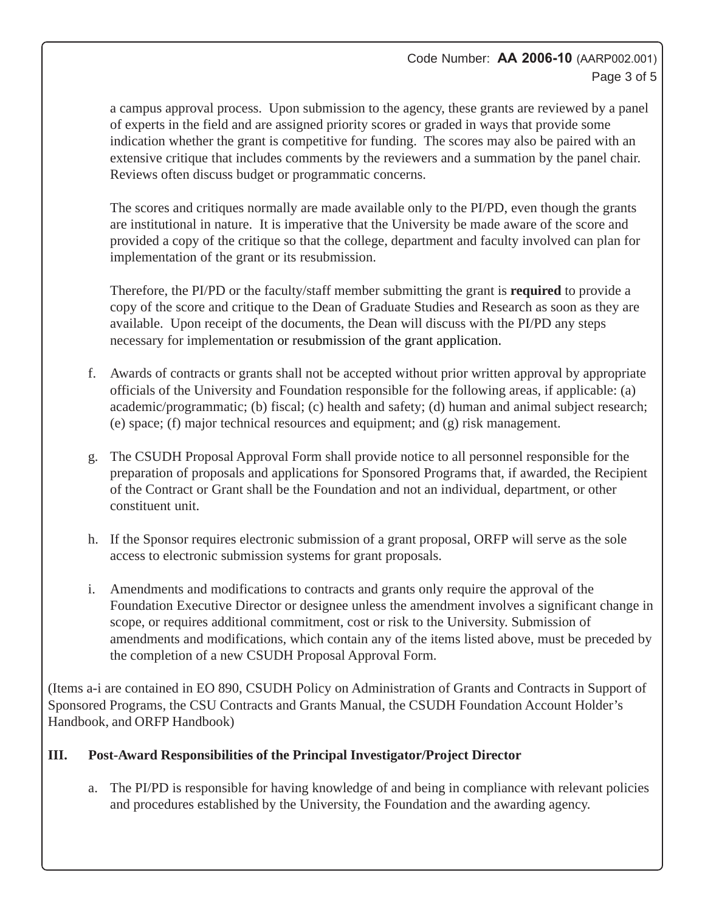a campus approval process. Upon submission to the agency, these grants are reviewed by a panel of experts in the field and are assigned priority scores or graded in ways that provide some indication whether the grant is competitive for funding. The scores may also be paired with an extensive critique that includes comments by the reviewers and a summation by the panel chair. Reviews often discuss budget or programmatic concerns.

The scores and critiques normally are made available only to the PI/PD, even though the grants are institutional in nature. It is imperative that the University be made aware of the score and provided a copy of the critique so that the college, department and faculty involved can plan for implementation of the grant or its resubmission.

Therefore, the PI/PD or the faculty/staff member submitting the grant is **required** to provide a copy of the score and critique to the Dean of Graduate Studies and Research as soon as they are available. Upon receipt of the documents, the Dean will discuss with the PI/PD any steps necessary for implementation or resubmission of the grant application.

f. Awards of contracts or grants shall not be accepted without prior written approval by appropriate officials of the University and Foundation responsible for the following areas, if applicable: (a) academic/programmatic; (b) fiscal; (c) health and safety; (d) human and animal subject research; (e) space; (f) major technical resources and equipment; and (g) risk management.

g. The CSUDH Proposal Approval Form shall provide notice to all personnel responsible for the preparation of proposals and applications for Sponsored Programs that, if awarded, the Recipient of the Contract or Grant shall be the Foundation and not an individual, department, or other constituent unit.

h. If the Sponsor requires electronic submission of a grant proposal, ORFP will serve as the sole access to electronic submission systems for grant proposals.

i. Amendments and modifications to contracts and grants only require the approval of the Foundation Executive Director or designee unless the amendment involves a significant change in scope, or requires additional commitment, cost or risk to the University. Submission of amendments and modifications, which contain any of the items listed above, must be preceded by the completion of a new CSUDH Proposal Approval Form.

(Items a-i are contained in EO 890, CSUDH Policy on Administration of Grants and Contracts in Support of Sponsored Programs, the CSU Contracts and Grants Manual, the CSUDH Foundation Account Holder's Handbook, and ORFP Handbook)

## III. Post-Award Responsibilities of the Principal Investigator/Project Director

a. The PI/PD is responsible for having knowledge of and being in compliance with relevant policies and procedures established by the University, the Foundation and the awarding agency.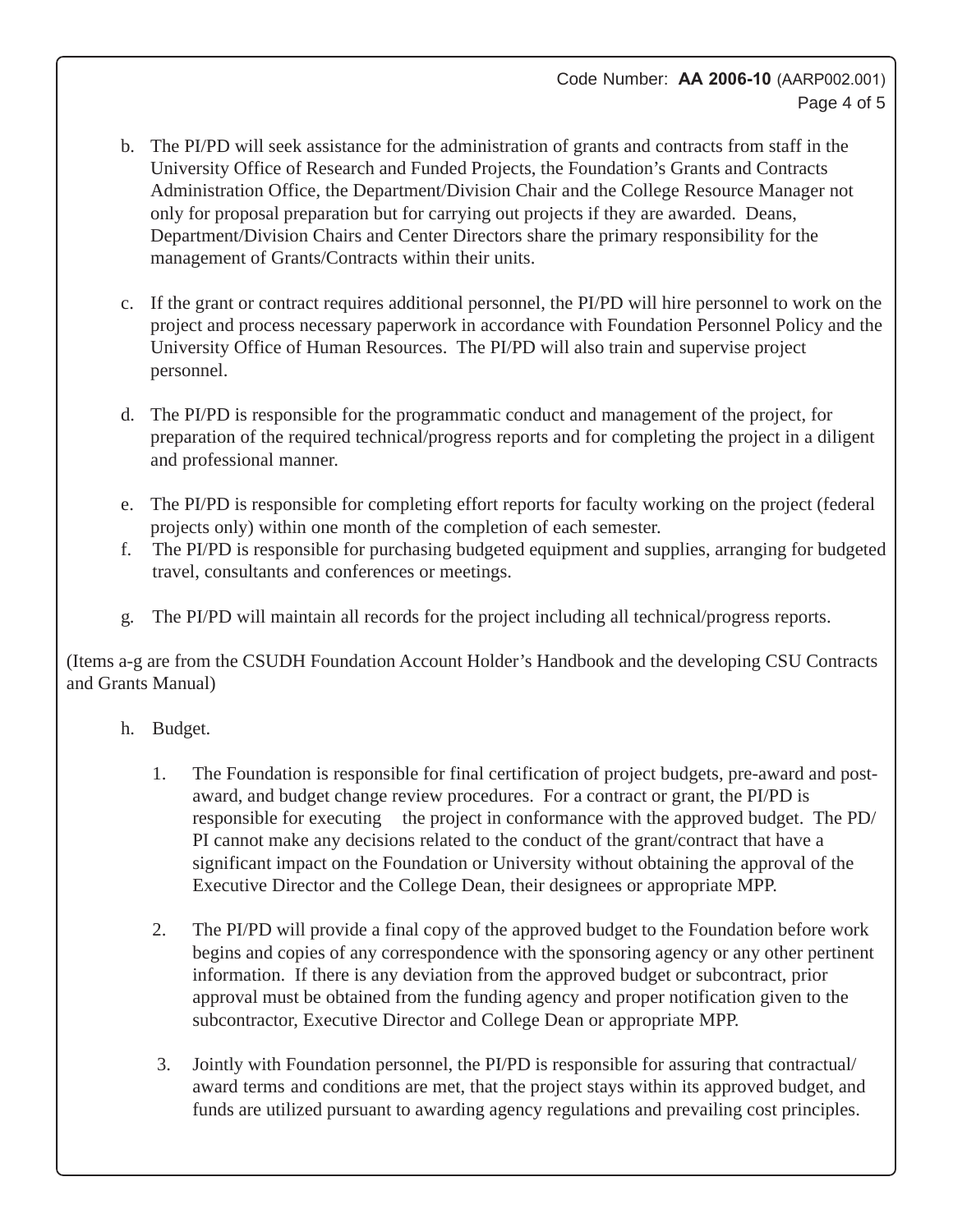b. The PI/PD will seek assistance for the administration of grants and contracts from staff in the University Office of Research and Funded Projects, the Foundation's Grants and Contracts Administration Office, the Department/Division Chair and the College Resource Manager not only for proposal preparation but for carrying out projects if they are awarded. Deans, Department/Division Chairs and Center Directors share the primary responsibility for the management of Grants/Contracts within their units.

c. If the grant or contract requires additional personnel, the PI/PD will hire personnel to work on the project and process necessary paperwork in accordance with Foundation Personnel Policy and the University Office of Human Resources. The PI/PD will also train and supervise project personnel.

d. The PI/PD is responsible for the programmatic conduct and management of the project, for preparation of the required technical/progress reports and for completing the project in a diligent and professional manner.

e. The PI/PD is responsible for completing effort reports for faculty working on the project (federal projects only) within one month of the completion of each semester.

f. The PI/PD is responsible for purchasing budgeted equipment and supplies, arranging for budgeted travel, consultants and conferences or meetings.

g. The PI/PD will maintain all records for the project including all technical/progress reports.

(Items a-g are from the CSUDH Foundation Account Holder's Handbook and the developing CSU Contracts and Grants Manual)

h. Budget.

   1. The Foundation is responsible for final certification of project budgets, pre-award and post-award, and budget change review procedures. For a contract or grant, the PI/PD is responsible for executing the project in conformance with the approved budget. The PD/PI cannot make any decisions related to the conduct of the grant/contract that have a significant impact on the Foundation or University without obtaining the approval of the Executive Director and the College Dean, their designees or appropriate MPP.

   2. The PI/PD will provide a final copy of the approved budget to the Foundation before work begins and copies of any correspondence with the sponsoring agency or any other pertinent information. If there is any deviation from the approved budget or subcontract, prior approval must be obtained from the funding agency and proper notification given to the subcontractor, Executive Director and College Dean or appropriate MPP.

   3. Jointly with Foundation personnel, the PI/PD is responsible for assuring that contractual/award terms and conditions are met, that the project stays within its approved budget, and funds are utilized pursuant to awarding agency regulations and prevailing cost principles.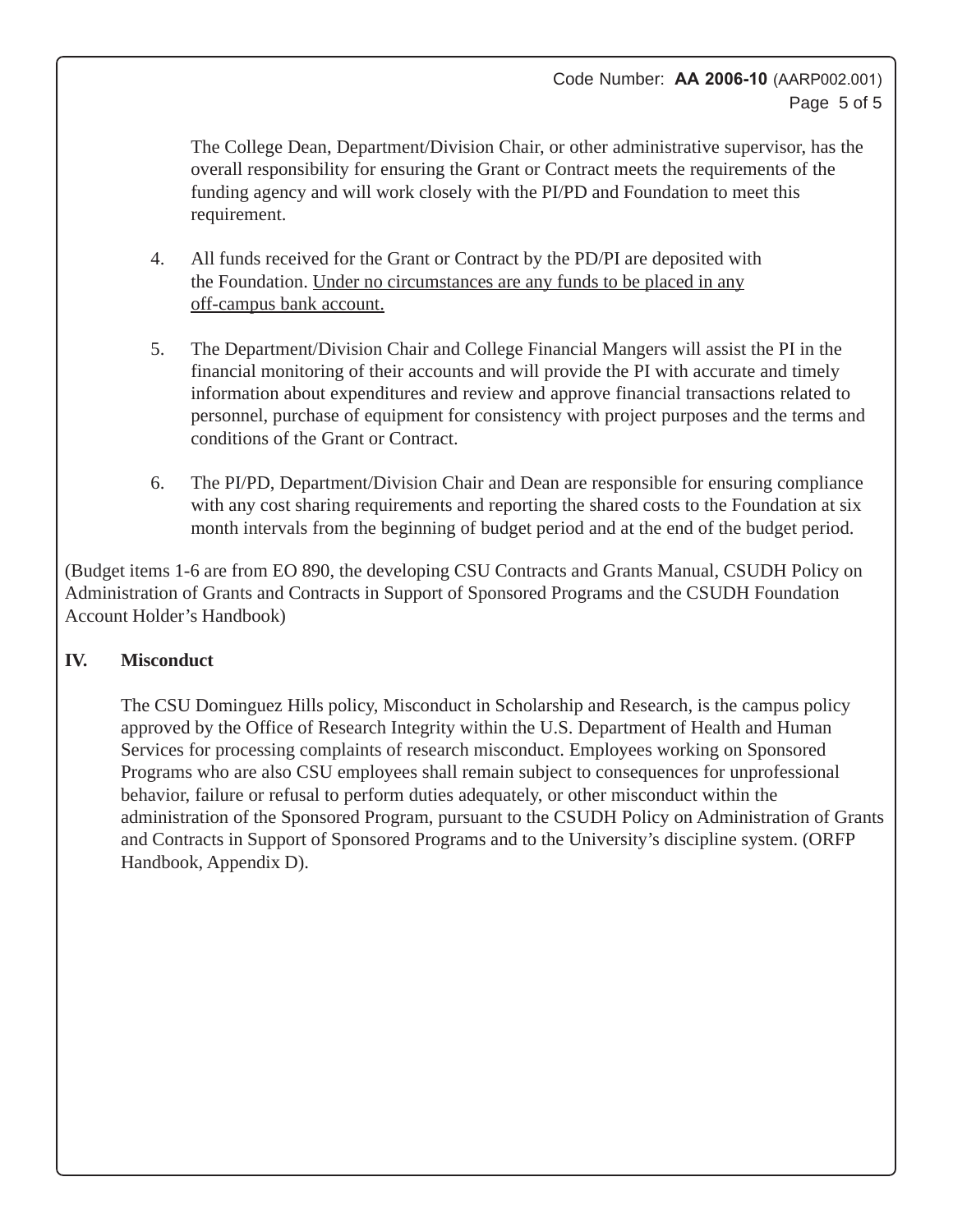The College Dean, Department/Division Chair, or other administrative supervisor, has the overall responsibility for ensuring the Grant or Contract meets the requirements of the funding agency and will work closely with the PI/PD and Foundation to meet this requirement.

4. All funds received for the Grant or Contract by the PD/PI are deposited with the Foundation. <u>Under no circumstances are any funds to be placed in any off-campus bank account.</u>

5. The Department/Division Chair and College Financial Mangers will assist the PI in the financial monitoring of their accounts and will provide the PI with accurate and timely information about expenditures and review and approve financial transactions related to personnel, purchase of equipment for consistency with project purposes and the terms and conditions of the Grant or Contract.

6. The PI/PD, Department/Division Chair and Dean are responsible for ensuring compliance with any cost sharing requirements and reporting the shared costs to the Foundation at six month intervals from the beginning of budget period and at the end of the budget period.

(Budget items 1-6 are from EO 890, the developing CSU Contracts and Grants Manual, CSUDH Policy on Administration of Grants and Contracts in Support of Sponsored Programs and the CSUDH Foundation Account Holder's Handbook)

## IV. Misconduct

The CSU Dominguez Hills policy, Misconduct in Scholarship and Research, is the campus policy approved by the Office of Research Integrity within the U.S. Department of Health and Human Services for processing complaints of research misconduct. Employees working on Sponsored Programs who are also CSU employees shall remain subject to consequences for unprofessional behavior, failure or refusal to perform duties adequately, or other misconduct within the administration of the Sponsored Program, pursuant to the CSUDH Policy on Administration of Grants and Contracts in Support of Sponsored Programs and to the University's discipline system. (ORFP Handbook, Appendix D).